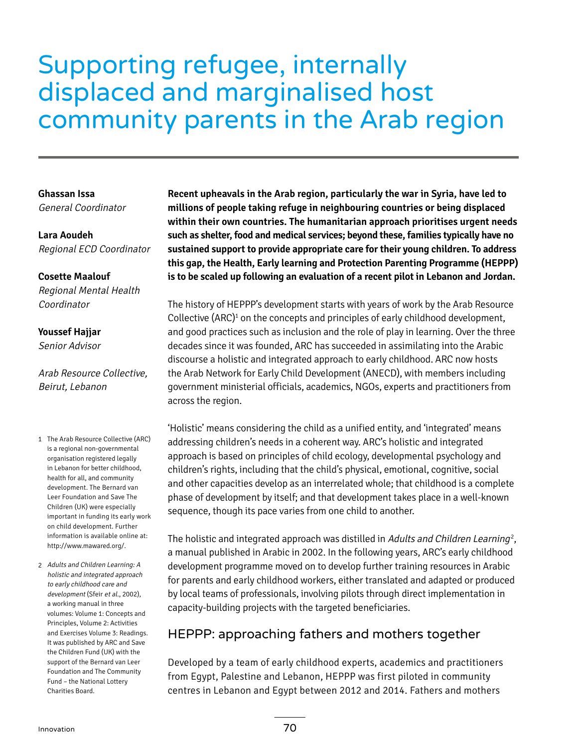# Supporting refugee, internally displaced and marginalised host community parents in the Arab region

**Ghassan Issa**
*General Coordinator*

**Lara Aoudeh**
*Regional ECD Coordinator*

**Cosette Maalouf**
*Regional Mental Health Coordinator*

**Youssef Hajjar**
*Senior Advisor*

*Arab Resource Collective, Beirut, Lebanon*

**Recent upheavals in the Arab region, particularly the war in Syria, have led to millions of people taking refuge in neighbouring countries or being displaced within their own countries. The humanitarian approach prioritises urgent needs such as shelter, food and medical services; beyond these, families typically have no sustained support to provide appropriate care for their young children. To address this gap, the Health, Early learning and Protection Parenting Programme (HEPPP) is to be scaled up following an evaluation of a recent pilot in Lebanon and Jordan.**

The history of HEPPP's development starts with years of work by the Arab Resource Collective (ARC)[1] on the concepts and principles of early childhood development, and good practices such as inclusion and the role of play in learning. Over the three decades since it was founded, ARC has succeeded in assimilating into the Arabic discourse a holistic and integrated approach to early childhood. ARC now hosts the Arab Network for Early Child Development (ANECD), with members including government ministerial officials, academics, NGOs, experts and practitioners from across the region.

'Holistic' means considering the child as a unified entity, and 'integrated' means addressing children's needs in a coherent way. ARC's holistic and integrated approach is based on principles of child ecology, developmental psychology and children's rights, including that the child's physical, emotional, cognitive, social and other capacities develop as an interrelated whole; that childhood is a complete phase of development by itself; and that development takes place in a well-known sequence, though its pace varies from one child to another.

The holistic and integrated approach was distilled in *Adults and Children Learning*[2], a manual published in Arabic in 2002. In the following years, ARC's early childhood development programme moved on to develop further training resources in Arabic for parents and early childhood workers, either translated and adapted or produced by local teams of professionals, involving pilots through direct implementation in capacity-building projects with the targeted beneficiaries.

## HEPPP: approaching fathers and mothers together

Developed by a team of early childhood experts, academics and practitioners from Egypt, Palestine and Lebanon, HEPPP was first piloted in community centres in Lebanon and Egypt between 2012 and 2014. Fathers and mothers

1 The Arab Resource Collective (ARC) is a regional non-governmental organisation registered legally in Lebanon for better childhood, health for all, and community development. The Bernard van Leer Foundation and Save The Children (UK) were especially important in funding its early work on child development. Further information is available online at: http://www.mawared.org/.

2 *Adults and Children Learning: A holistic and integrated approach to early childhood care and development* (Sfeir *et al.*, 2002), a working manual in three volumes: Volume 1: Concepts and Principles, Volume 2: Activities and Exercises Volume 3: Readings. It was published by ARC and Save the Children Fund (UK) with the support of the Bernard van Leer Foundation and The Community Fund – the National Lottery Charities Board.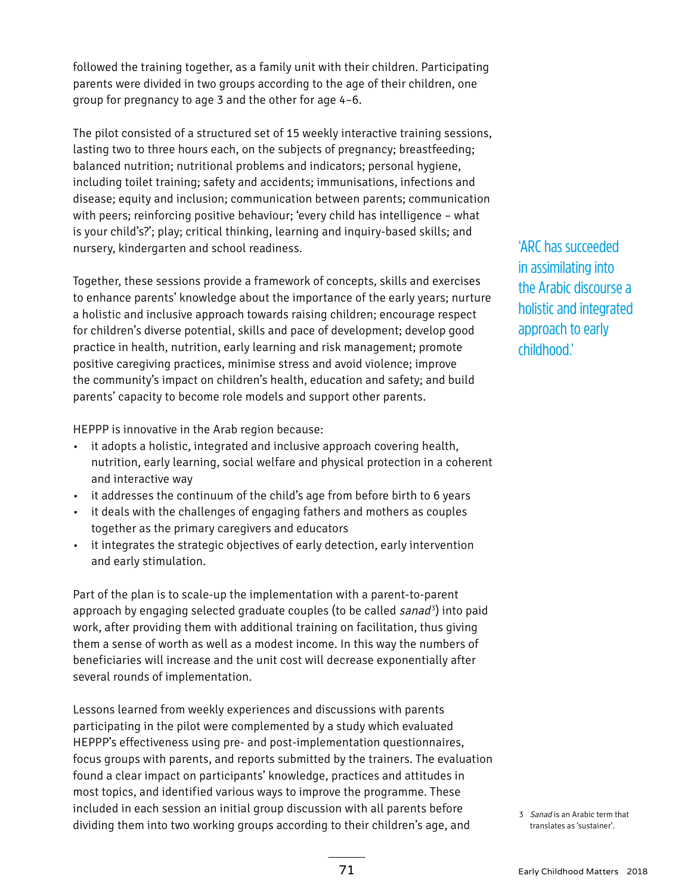followed the training together, as a family unit with their children. Participating parents were divided in two groups according to the age of their children, one group for pregnancy to age 3 and the other for age 4–6.

The pilot consisted of a structured set of 15 weekly interactive training sessions, lasting two to three hours each, on the subjects of pregnancy; breastfeeding; balanced nutrition; nutritional problems and indicators; personal hygiene, including toilet training; safety and accidents; immunisations, infections and disease; equity and inclusion; communication between parents; communication with peers; reinforcing positive behaviour; 'every child has intelligence – what is your child's?'; play; critical thinking, learning and inquiry-based skills; and nursery, kindergarten and school readiness.

> 'ARC has succeeded in assimilating into the Arabic discourse a holistic and integrated approach to early childhood.'

Together, these sessions provide a framework of concepts, skills and exercises to enhance parents' knowledge about the importance of the early years; nurture a holistic and inclusive approach towards raising children; encourage respect for children's diverse potential, skills and pace of development; develop good practice in health, nutrition, early learning and risk management; promote positive caregiving practices, minimise stress and avoid violence; improve the community's impact on children's health, education and safety; and build parents' capacity to become role models and support other parents.

HEPPP is innovative in the Arab region because:

- it adopts a holistic, integrated and inclusive approach covering health, nutrition, early learning, social welfare and physical protection in a coherent and interactive way
- it addresses the continuum of the child's age from before birth to 6 years
- it deals with the challenges of engaging fathers and mothers as couples together as the primary caregivers and educators
- it integrates the strategic objectives of early detection, early intervention and early stimulation.

Part of the plan is to scale-up the implementation with a parent-to-parent approach by engaging selected graduate couples (to be called *sanad*[3]) into paid work, after providing them with additional training on facilitation, thus giving them a sense of worth as well as a modest income. In this way the numbers of beneficiaries will increase and the unit cost will decrease exponentially after several rounds of implementation.

Lessons learned from weekly experiences and discussions with parents participating in the pilot were complemented by a study which evaluated HEPPP's effectiveness using pre- and post-implementation questionnaires, focus groups with parents, and reports submitted by the trainers. The evaluation found a clear impact on participants' knowledge, practices and attitudes in most topics, and identified various ways to improve the programme. These included in each session an initial group discussion with all parents before dividing them into two working groups according to their children's age, and

3 *Sanad* is an Arabic term that translates as 'sustainer'.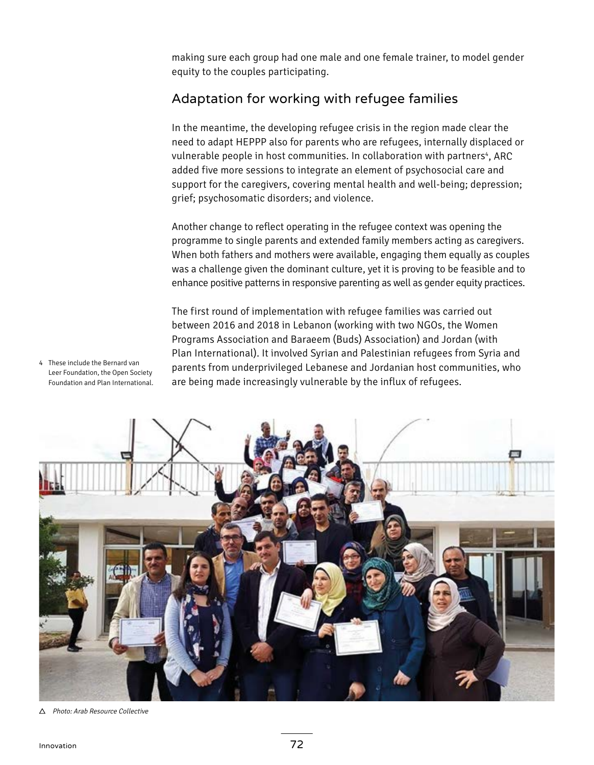making sure each group had one male and one female trainer, to model gender equity to the couples participating.

## Adaptation for working with refugee families

In the meantime, the developing refugee crisis in the region made clear the need to adapt HEPPP also for parents who are refugees, internally displaced or vulnerable people in host communities. In collaboration with partners[4], ARC added five more sessions to integrate an element of psychosocial care and support for the caregivers, covering mental health and well-being; depression; grief; psychosomatic disorders; and violence.

Another change to reflect operating in the refugee context was opening the programme to single parents and extended family members acting as caregivers. When both fathers and mothers were available, engaging them equally as couples was a challenge given the dominant culture, yet it is proving to be feasible and to enhance positive patterns in responsive parenting as well as gender equity practices.

The first round of implementation with refugee families was carried out between 2016 and 2018 in Lebanon (working with two NGOs, the Women Programs Association and Baraeem (Buds) Association) and Jordan (with Plan International). It involved Syrian and Palestinian refugees from Syria and parents from underprivileged Lebanese and Jordanian host communities, who are being made increasingly vulnerable by the influx of refugees.

4 These include the Bernard van Leer Foundation, the Open Society Foundation and Plan International.

△ *Photo: Arab Resource Collective*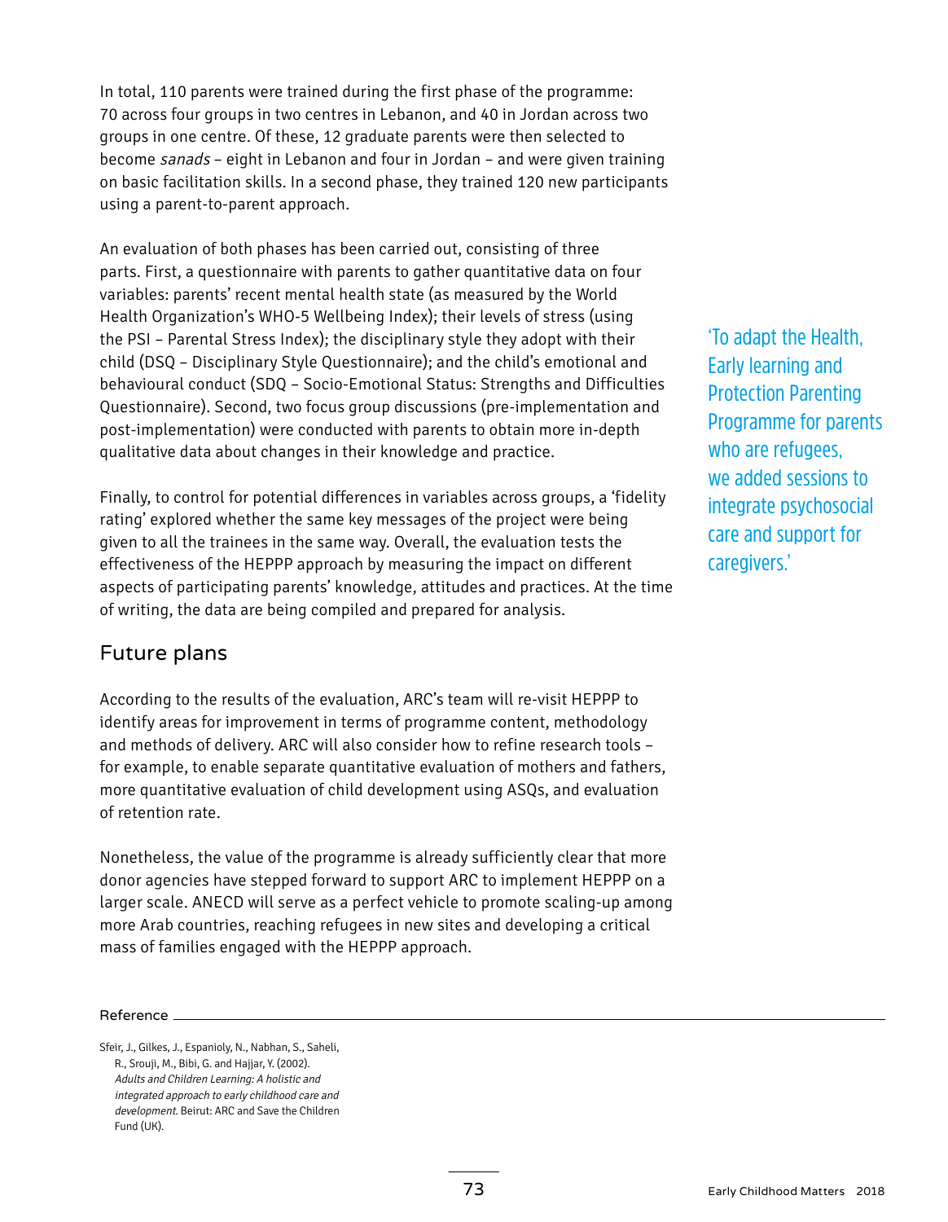In total, 110 parents were trained during the first phase of the programme: 70 across four groups in two centres in Lebanon, and 40 in Jordan across two groups in one centre. Of these, 12 graduate parents were then selected to become *sanads* – eight in Lebanon and four in Jordan – and were given training on basic facilitation skills. In a second phase, they trained 120 new participants using a parent-to-parent approach.

An evaluation of both phases has been carried out, consisting of three parts. First, a questionnaire with parents to gather quantitative data on four variables: parents' recent mental health state (as measured by the World Health Organization's WHO-5 Wellbeing Index); their levels of stress (using the PSI – Parental Stress Index); the disciplinary style they adopt with their child (DSQ – Disciplinary Style Questionnaire); and the child's emotional and behavioural conduct (SDQ – Socio-Emotional Status: Strengths and Difficulties Questionnaire). Second, two focus group discussions (pre-implementation and post-implementation) were conducted with parents to obtain more in-depth qualitative data about changes in their knowledge and practice.

Finally, to control for potential differences in variables across groups, a 'fidelity rating' explored whether the same key messages of the project were being given to all the trainees in the same way. Overall, the evaluation tests the effectiveness of the HEPPP approach by measuring the impact on different aspects of participating parents' knowledge, attitudes and practices. At the time of writing, the data are being compiled and prepared for analysis.

> 'To adapt the Health, Early learning and Protection Parenting Programme for parents who are refugees, we added sessions to integrate psychosocial care and support for caregivers.'

## Future plans

According to the results of the evaluation, ARC's team will re-visit HEPPP to identify areas for improvement in terms of programme content, methodology and methods of delivery. ARC will also consider how to refine research tools – for example, to enable separate quantitative evaluation of mothers and fathers, more quantitative evaluation of child development using ASQs, and evaluation of retention rate.

Nonetheless, the value of the programme is already sufficiently clear that more donor agencies have stepped forward to support ARC to implement HEPPP on a larger scale. ANECD will serve as a perfect vehicle to promote scaling-up among more Arab countries, reaching refugees in new sites and developing a critical mass of families engaged with the HEPPP approach.

### Reference

Sfeir, J., Gilkes, J., Espanioly, N., Nabhan, S., Saheli, R., Srouji, M., Bibi, G. and Hajjar, Y. (2002). *Adults and Children Learning: A holistic and integrated approach to early childhood care and development.* Beirut: ARC and Save the Children Fund (UK).